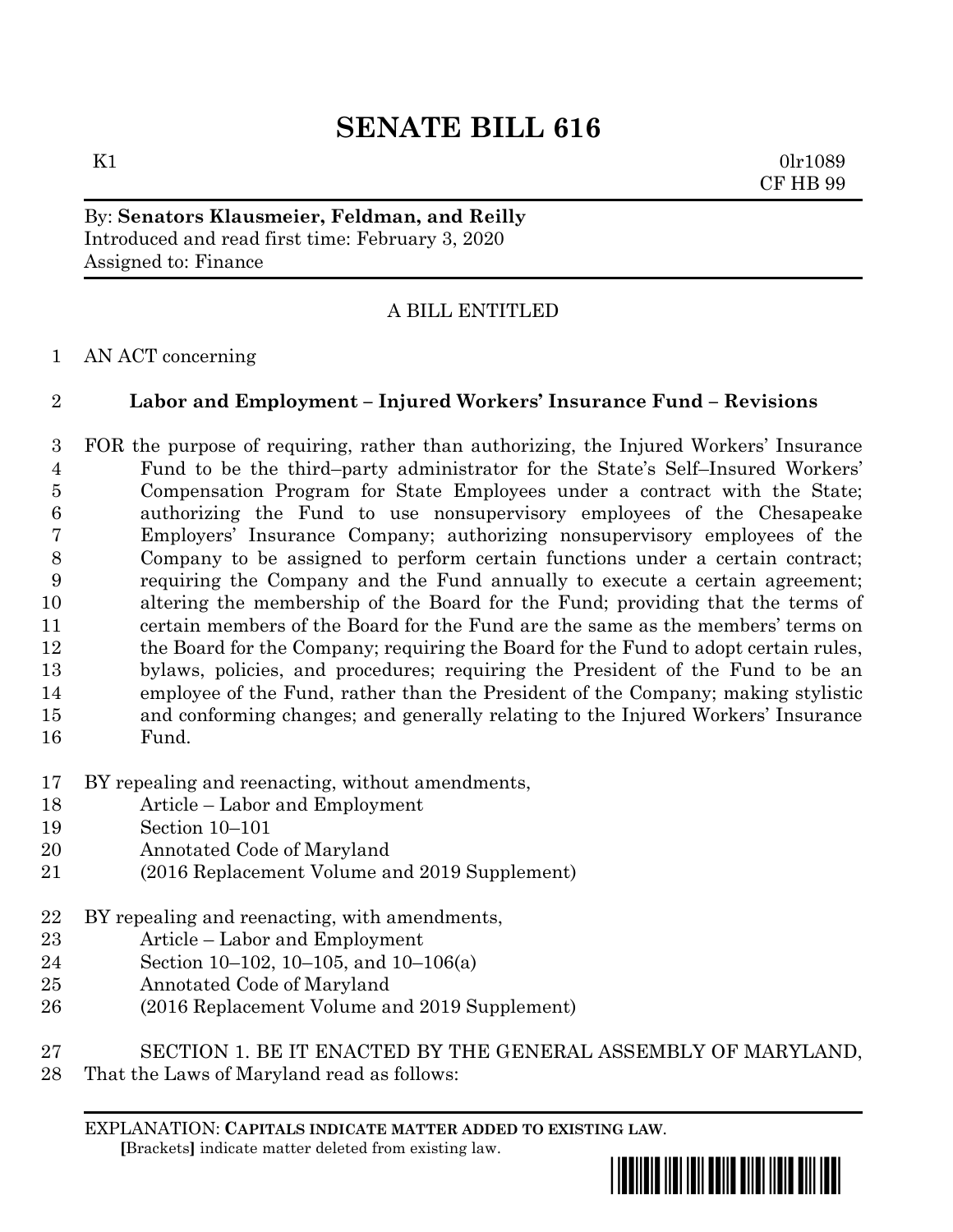# SENATE BILL 616

K1 0lr1089
CF HB 99

By: **Senators Klausmeier, Feldman, and Reilly**
Introduced and read first time: February 3, 2020
Assigned to: Finance

A BILL ENTITLED

1 AN ACT concerning

2 **Labor and Employment – Injured Workers' Insurance Fund – Revisions**

3 FOR the purpose of requiring, rather than authorizing, the Injured Workers' Insurance
4 Fund to be the third–party administrator for the State's Self–Insured Workers'
5 Compensation Program for State Employees under a contract with the State;
6 authorizing the Fund to use nonsupervisory employees of the Chesapeake
7 Employers' Insurance Company; authorizing nonsupervisory employees of the
8 Company to be assigned to perform certain functions under a certain contract;
9 requiring the Company and the Fund annually to execute a certain agreement;
10 altering the membership of the Board for the Fund; providing that the terms of
11 certain members of the Board for the Fund are the same as the members' terms on
12 the Board for the Company; requiring the Board for the Fund to adopt certain rules,
13 bylaws, policies, and procedures; requiring the President of the Fund to be an
14 employee of the Fund, rather than the President of the Company; making stylistic
15 and conforming changes; and generally relating to the Injured Workers' Insurance
16 Fund.

17 BY repealing and reenacting, without amendments,
18 Article – Labor and Employment
19 Section 10–101
20 Annotated Code of Maryland
21 (2016 Replacement Volume and 2019 Supplement)

22 BY repealing and reenacting, with amendments,
23 Article – Labor and Employment
24 Section 10–102, 10–105, and 10–106(a)
25 Annotated Code of Maryland
26 (2016 Replacement Volume and 2019 Supplement)

27 SECTION 1. BE IT ENACTED BY THE GENERAL ASSEMBLY OF MARYLAND,
28 That the Laws of Maryland read as follows:

EXPLANATION: **CAPITALS INDICATE MATTER ADDED TO EXISTING LAW**.
**[**Brackets**]** indicate matter deleted from existing law.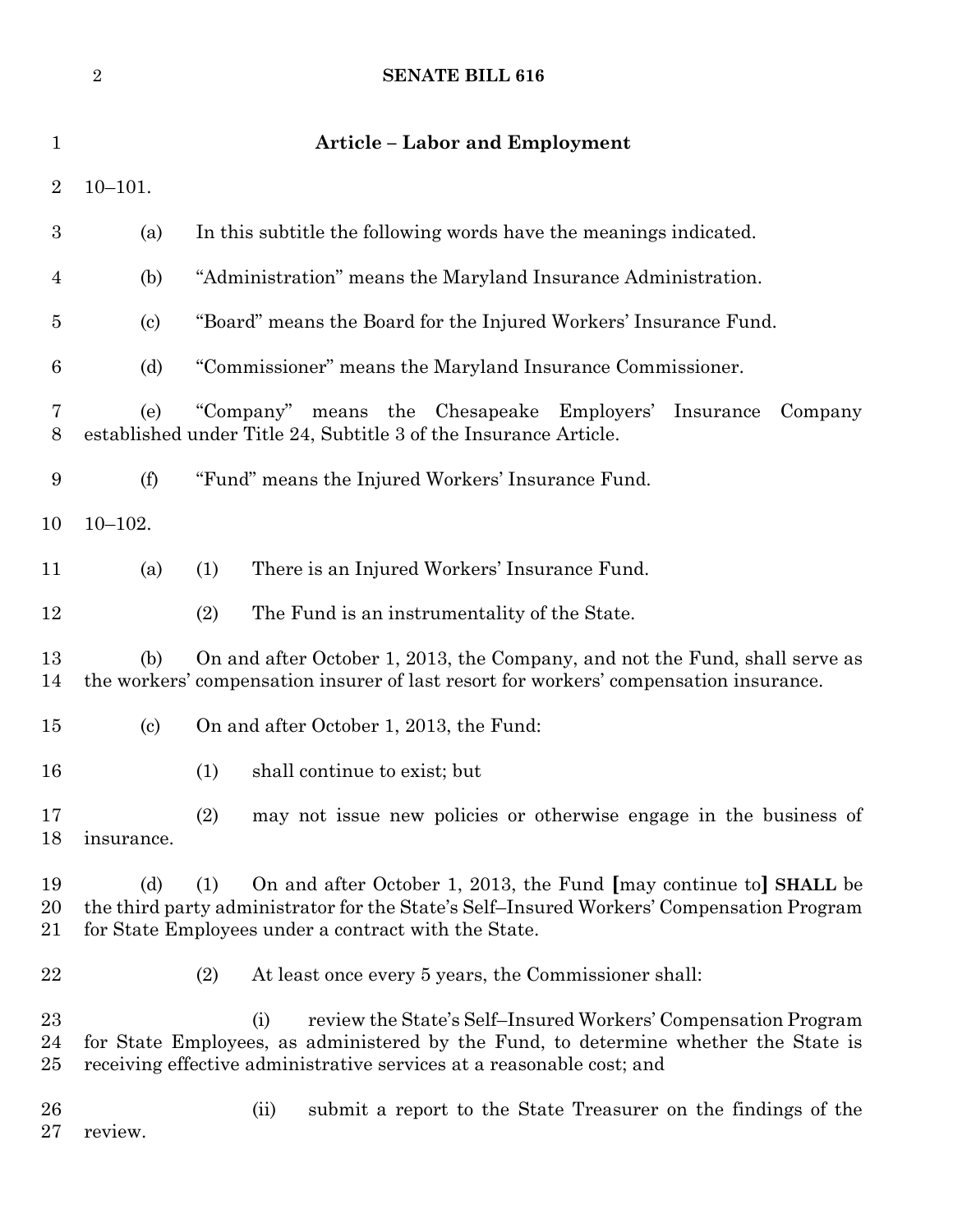## Article – Labor and Employment

10–101.

(a) In this subtitle the following words have the meanings indicated.

(b) "Administration" means the Maryland Insurance Administration.

(c) "Board" means the Board for the Injured Workers' Insurance Fund.

(d) "Commissioner" means the Maryland Insurance Commissioner.

(e) "Company" means the Chesapeake Employers' Insurance Company established under Title 24, Subtitle 3 of the Insurance Article.

(f) "Fund" means the Injured Workers' Insurance Fund.

10–102.

(a) (1) There is an Injured Workers' Insurance Fund.

(2) The Fund is an instrumentality of the State.

(b) On and after October 1, 2013, the Company, and not the Fund, shall serve as the workers' compensation insurer of last resort for workers' compensation insurance.

(c) On and after October 1, 2013, the Fund:

(1) shall continue to exist; but

(2) may not issue new policies or otherwise engage in the business of insurance.

(d) (1) On and after October 1, 2013, the Fund **[**may continue to**]** **SHALL** be the third party administrator for the State's Self–Insured Workers' Compensation Program for State Employees under a contract with the State.

(2) At least once every 5 years, the Commissioner shall:

(i) review the State's Self–Insured Workers' Compensation Program for State Employees, as administered by the Fund, to determine whether the State is receiving effective administrative services at a reasonable cost; and

(ii) submit a report to the State Treasurer on the findings of the review.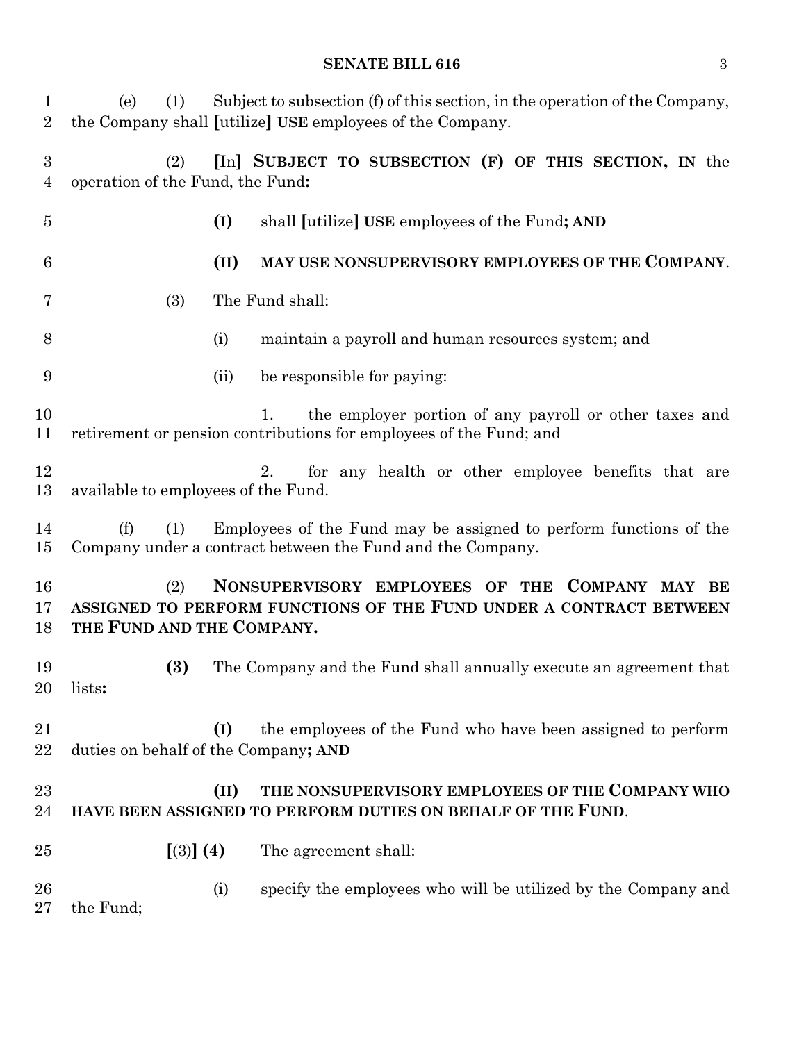(e) (1) Subject to subsection (f) of this section, in the operation of the Company, the Company shall [utilize] **USE** employees of the Company.

(2) **[**In**]** **SUBJECT TO SUBSECTION (F) OF THIS SECTION, IN** the operation of the Fund, the Fund**:**

**(I)** shall **[**utilize**]** **USE** employees of the Fund**; AND**

**(II) MAY USE NONSUPERVISORY EMPLOYEES OF THE COMPANY**.

(3) The Fund shall:

(i) maintain a payroll and human resources system; and

(ii) be responsible for paying:

1. the employer portion of any payroll or other taxes and retirement or pension contributions for employees of the Fund; and

2. for any health or other employee benefits that are available to employees of the Fund.

(f) (1) Employees of the Fund may be assigned to perform functions of the Company under a contract between the Fund and the Company.

(2) **NONSUPERVISORY EMPLOYEES OF THE COMPANY MAY BE ASSIGNED TO PERFORM FUNCTIONS OF THE FUND UNDER A CONTRACT BETWEEN THE FUND AND THE COMPANY.**

**(3)** The Company and the Fund shall annually execute an agreement that lists**:**

**(I)** the employees of the Fund who have been assigned to perform duties on behalf of the Company**; AND**

**(II) THE NONSUPERVISORY EMPLOYEES OF THE COMPANY WHO HAVE BEEN ASSIGNED TO PERFORM DUTIES ON BEHALF OF THE FUND**.

**[**(3)**]** **(4)** The agreement shall:

(i) specify the employees who will be utilized by the Company and the Fund;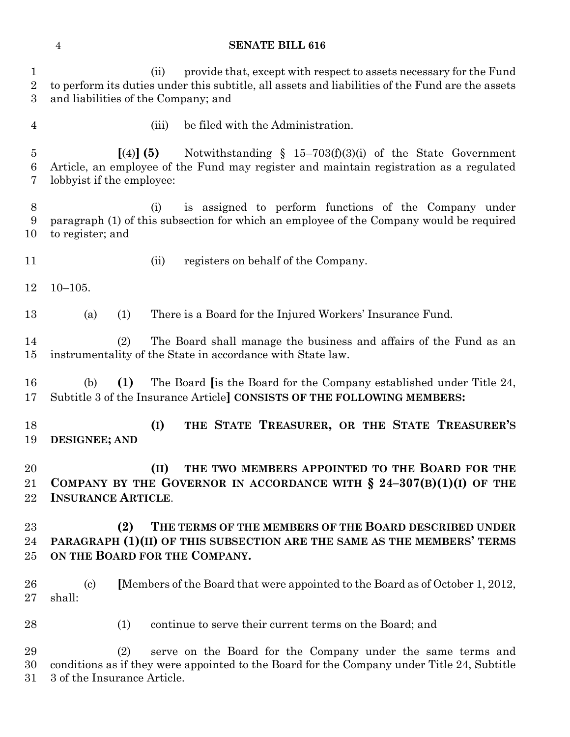(ii) provide that, except with respect to assets necessary for the Fund to perform its duties under this subtitle, all assets and liabilities of the Fund are the assets and liabilities of the Company; and

(iii) be filed with the Administration.

[(4)] **(5)** Notwithstanding § 15–703(f)(3)(i) of the State Government Article, an employee of the Fund may register and maintain registration as a regulated lobbyist if the employee:

(i) is assigned to perform functions of the Company under paragraph (1) of this subsection for which an employee of the Company would be required to register; and

(ii) registers on behalf of the Company.

10–105.

(a) (1) There is a Board for the Injured Workers' Insurance Fund.

(2) The Board shall manage the business and affairs of the Fund as an instrumentality of the State in accordance with State law.

(b) **(1)** The Board [is the Board for the Company established under Title 24, Subtitle 3 of the Insurance Article] **CONSISTS OF THE FOLLOWING MEMBERS:**

**(I) THE STATE TREASURER, OR THE STATE TREASURER'S DESIGNEE; AND**

**(II) THE TWO MEMBERS APPOINTED TO THE BOARD FOR THE COMPANY BY THE GOVERNOR IN ACCORDANCE WITH § 24–307(B)(1)(I) OF THE INSURANCE ARTICLE.**

**(2) THE TERMS OF THE MEMBERS OF THE BOARD DESCRIBED UNDER PARAGRAPH (1)(II) OF THIS SUBSECTION ARE THE SAME AS THE MEMBERS' TERMS ON THE BOARD FOR THE COMPANY.**

(c) [Members of the Board that were appointed to the Board as of October 1, 2012, shall:

(1) continue to serve their current terms on the Board; and

(2) serve on the Board for the Company under the same terms and conditions as if they were appointed to the Board for the Company under Title 24, Subtitle 3 of the Insurance Article.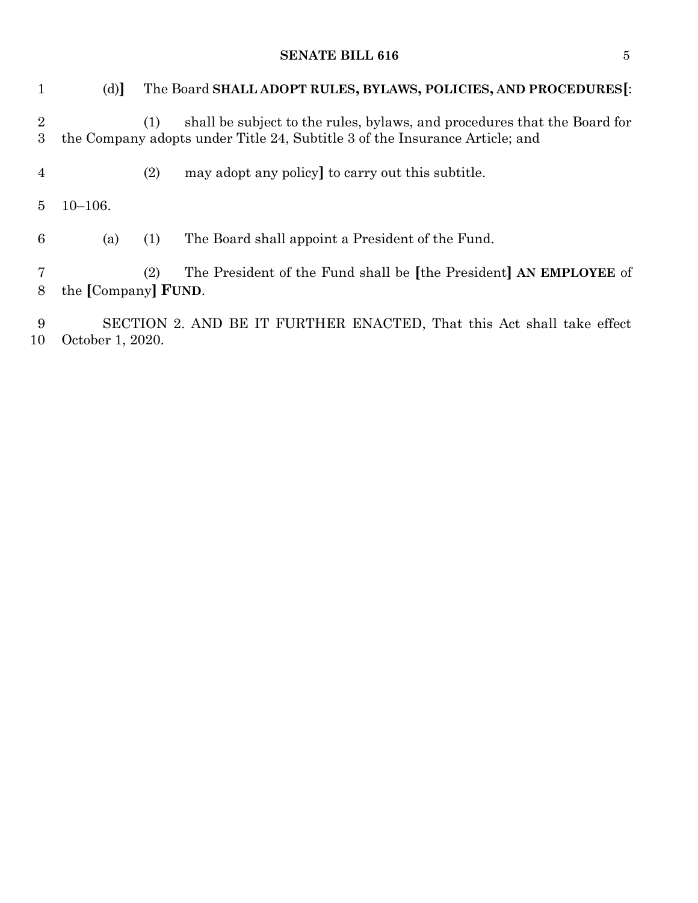(d)] The Board **SHALL ADOPT RULES, BYLAWS, POLICIES, AND PROCEDURES**[:

(1) shall be subject to the rules, bylaws, and procedures that the Board for the Company adopts under Title 24, Subtitle 3 of the Insurance Article; and

(2) may adopt any policy] to carry out this subtitle.

10–106.

(a) (1) The Board shall appoint a President of the Fund.

(2) The President of the Fund shall be [the President] **AN EMPLOYEE** of the [Company] **FUND**.

SECTION 2. AND BE IT FURTHER ENACTED, That this Act shall take effect October 1, 2020.